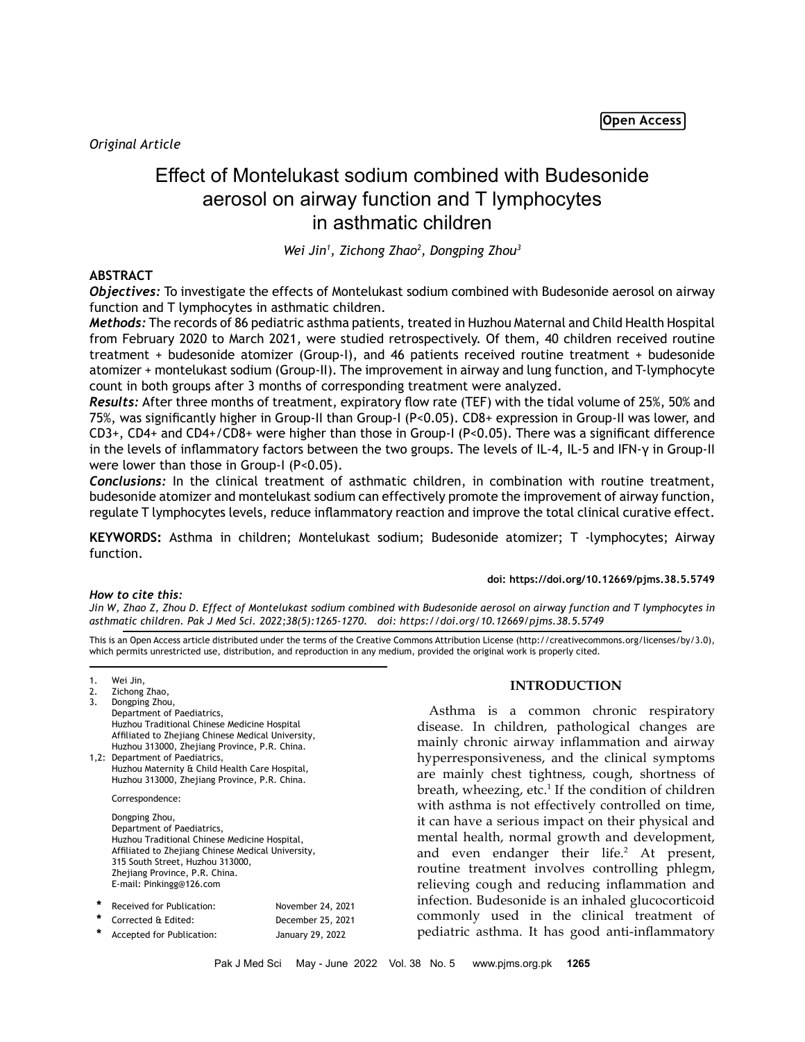Open Access

*Original Article*

# Effect of Montelukast sodium combined with Budesonide aerosol on airway function and T lymphocytes in asthmatic children

*Wei Jin[1], Zichong Zhao[2], Dongping Zhou[3]*

## ABSTRACT

***Objectives:*** To investigate the effects of Montelukast sodium combined with Budesonide aerosol on airway function and T lymphocytes in asthmatic children.

***Methods:*** The records of 86 pediatric asthma patients, treated in Huzhou Maternal and Child Health Hospital from February 2020 to March 2021, were studied retrospectively. Of them, 40 children received routine treatment + budesonide atomizer (Group-I), and 46 patients received routine treatment + budesonide atomizer + montelukast sodium (Group-II). The improvement in airway and lung function, and T-lymphocyte count in both groups after 3 months of corresponding treatment were analyzed.

***Results:*** After three months of treatment, expiratory flow rate (TEF) with the tidal volume of 25%, 50% and 75%, was significantly higher in Group-II than Group-I ($P<0.05$). CD8+ expression in Group-II was lower, and CD3+, CD4+ and CD4+/CD8+ were higher than those in Group-I ($P<0.05$). There was a significant difference in the levels of inflammatory factors between the two groups. The levels of IL-4, IL-5 and IFN-γ in Group-II were lower than those in Group-I ($P<0.05$).

***Conclusions:*** In the clinical treatment of asthmatic children, in combination with routine treatment, budesonide atomizer and montelukast sodium can effectively promote the improvement of airway function, regulate T lymphocytes levels, reduce inflammatory reaction and improve the total clinical curative effect.

**KEYWORDS:** Asthma in children; Montelukast sodium; Budesonide atomizer; T -lymphocytes; Airway function.

**doi: https://doi.org/10.12669/pjms.38.5.5749**

***How to cite this:***

*Jin W, Zhao Z, Zhou D. Effect of Montelukast sodium combined with Budesonide aerosol on airway function and T lymphocytes in asthmatic children. Pak J Med Sci. 2022;38(5):1265-1270. doi: https://doi.org/10.12669/pjms.38.5.5749*

This is an Open Access article distributed under the terms of the Creative Commons Attribution License (http://creativecommons.org/licenses/by/3.0), which permits unrestricted use, distribution, and reproduction in any medium, provided the original work is properly cited.

1. Wei Jin,
2. Zichong Zhao,
3. Dongping Zhou,
   Department of Paediatrics,
   Huzhou Traditional Chinese Medicine Hospital
   Affiliated to Zhejiang Chinese Medical University,
   Huzhou 313000, Zhejiang Province, P.R. China.

1,2: Department of Paediatrics,
Huzhou Maternity & Child Health Care Hospital,
Huzhou 313000, Zhejiang Province, P.R. China.

Correspondence:

Dongping Zhou,
Department of Paediatrics,
Huzhou Traditional Chinese Medicine Hospital,
Affiliated to Zhejiang Chinese Medical University,
315 South Street, Huzhou 313000,
Zhejiang Province, P.R. China.
E-mail: Pinkingg@126.com

| | | |
|---|---|---|
| * | Received for Publication: | November 24, 2021 |
| * | Corrected & Edited: | December 25, 2021 |
| * | Accepted for Publication: | January 29, 2022 |

## INTRODUCTION

Asthma is a common chronic respiratory disease. In children, pathological changes are mainly chronic airway inflammation and airway hyperresponsiveness, and the clinical symptoms are mainly chest tightness, cough, shortness of breath, wheezing, etc.[1] If the condition of children with asthma is not effectively controlled on time, it can have a serious impact on their physical and mental health, normal growth and development, and even endanger their life.[2] At present, routine treatment involves controlling phlegm, relieving cough and reducing inflammation and infection. Budesonide is an inhaled glucocorticoid commonly used in the clinical treatment of pediatric asthma. It has good anti-inflammatory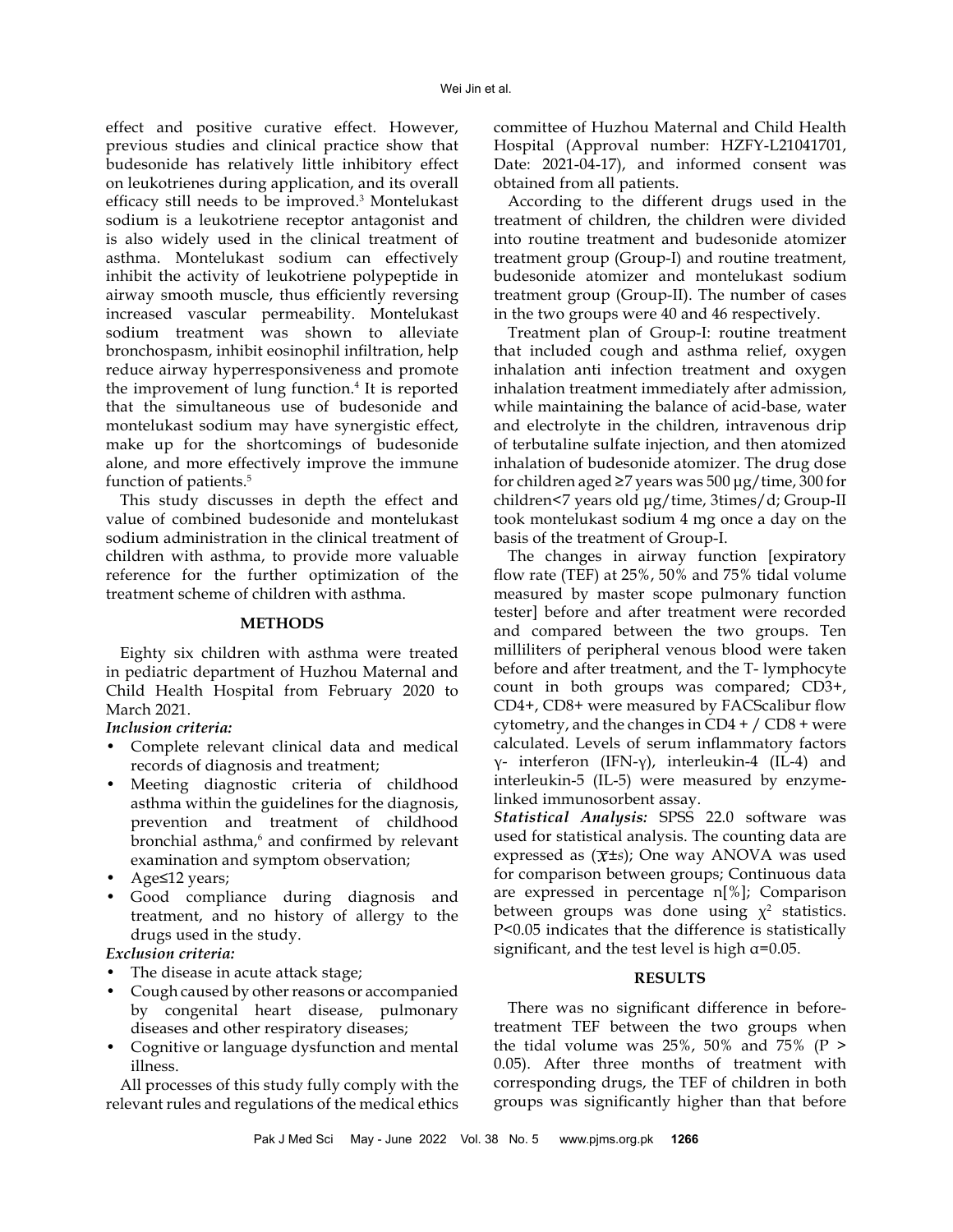effect and positive curative effect. However, previous studies and clinical practice show that budesonide has relatively little inhibitory effect on leukotrienes during application, and its overall efficacy still needs to be improved.[3] Montelukast sodium is a leukotriene receptor antagonist and is also widely used in the clinical treatment of asthma. Montelukast sodium can effectively inhibit the activity of leukotriene polypeptide in airway smooth muscle, thus efficiently reversing increased vascular permeability. Montelukast sodium treatment was shown to alleviate bronchospasm, inhibit eosinophil infiltration, help reduce airway hyperresponsiveness and promote the improvement of lung function.[4] It is reported that the simultaneous use of budesonide and montelukast sodium may have synergistic effect, make up for the shortcomings of budesonide alone, and more effectively improve the immune function of patients.[5]

This study discusses in depth the effect and value of combined budesonide and montelukast sodium administration in the clinical treatment of children with asthma, to provide more valuable reference for the further optimization of the treatment scheme of children with asthma.

## METHODS

Eighty six children with asthma were treated in pediatric department of Huzhou Maternal and Child Health Hospital from February 2020 to March 2021.

*Inclusion criteria:*

- Complete relevant clinical data and medical records of diagnosis and treatment;
- Meeting diagnostic criteria of childhood asthma within the guidelines for the diagnosis, prevention and treatment of childhood bronchial asthma,[6] and confirmed by relevant examination and symptom observation;
- Age≤12 years;
- Good compliance during diagnosis and treatment, and no history of allergy to the drugs used in the study.

*Exclusion criteria:*

- The disease in acute attack stage;
- Cough caused by other reasons or accompanied by congenital heart disease, pulmonary diseases and other respiratory diseases;
- Cognitive or language dysfunction and mental illness.

All processes of this study fully comply with the relevant rules and regulations of the medical ethics committee of Huzhou Maternal and Child Health Hospital (Approval number: HZFY-L21041701, Date: 2021-04-17), and informed consent was obtained from all patients.

According to the different drugs used in the treatment of children, the children were divided into routine treatment and budesonide atomizer treatment group (Group-I) and routine treatment, budesonide atomizer and montelukast sodium treatment group (Group-II). The number of cases in the two groups were 40 and 46 respectively.

Treatment plan of Group-I: routine treatment that included cough and asthma relief, oxygen inhalation anti infection treatment and oxygen inhalation treatment immediately after admission, while maintaining the balance of acid-base, water and electrolyte in the children, intravenous drip of terbutaline sulfate injection, and then atomized inhalation of budesonide atomizer. The drug dose for children aged ≥7 years was 500 μg/time, 300 for children<7 years old μg/time, 3times/d; Group-II took montelukast sodium 4 mg once a day on the basis of the treatment of Group-I.

The changes in airway function [expiratory flow rate (TEF) at 25%, 50% and 75% tidal volume measured by master scope pulmonary function tester] before and after treatment were recorded and compared between the two groups. Ten milliliters of peripheral venous blood were taken before and after treatment, and the T- lymphocyte count in both groups was compared; CD3+, CD4+, CD8+ were measured by FACScalibur flow cytometry, and the changes in CD4 + / CD8 + were calculated. Levels of serum inflammatory factors γ- interferon (IFN-γ), interleukin-4 (IL-4) and interleukin-5 (IL-5) were measured by enzyme-linked immunosorbent assay.

***Statistical Analysis:*** SPSS 22.0 software was used for statistical analysis. The counting data are expressed as ($\overline{x}$±s); One way ANOVA was used for comparison between groups; Continuous data are expressed in percentage n[%]; Comparison between groups was done using $\chi^2$ statistics. P<0.05 indicates that the difference is statistically significant, and the test level is high α=0.05.

## RESULTS

There was no significant difference in before-treatment TEF between the two groups when the tidal volume was 25%, 50% and 75% (P > 0.05). After three months of treatment with corresponding drugs, the TEF of children in both groups was significantly higher than that before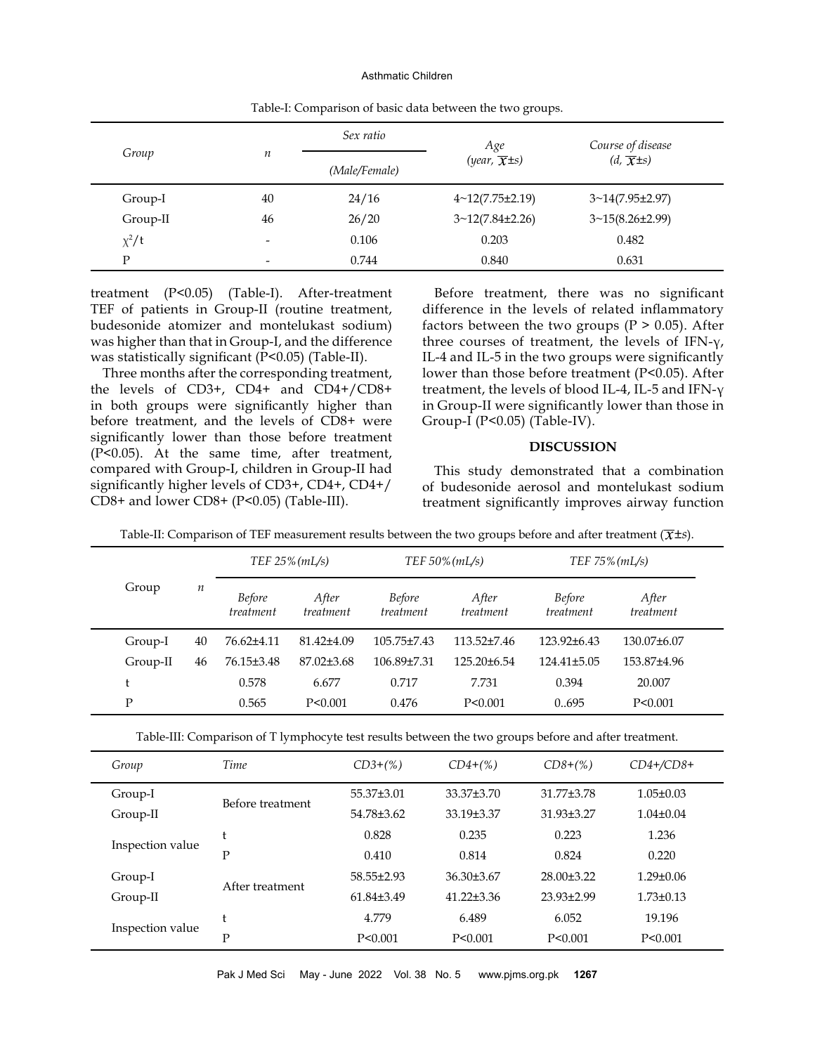Table-I: Comparison of basic data between the two groups.

| Group | n | Sex ratio (Male/Female) | Age (year, $\overline{\chi}$±s) | Course of disease (d, $\overline{\chi}$±s) |
|---|---|---|---|---|
| Group-I | 40 | 24/16 | 4~12(7.75±2.19) | 3~14(7.95±2.97) |
| Group-II | 46 | 26/20 | 3~12(7.84±2.26) | 3~15(8.26±2.99) |
| $\chi^2$/t | - | 0.106 | 0.203 | 0.482 |
| P | - | 0.744 | 0.840 | 0.631 |

treatment (P<0.05) (Table-I). After-treatment TEF of patients in Group-II (routine treatment, budesonide atomizer and montelukast sodium) was higher than that in Group-I, and the difference was statistically significant (P<0.05) (Table-II).

Three months after the corresponding treatment, the levels of CD3+, CD4+ and CD4+/CD8+ in both groups were significantly higher than before treatment, and the levels of CD8+ were significantly lower than those before treatment (P<0.05). At the same time, after treatment, compared with Group-I, children in Group-II had significantly higher levels of CD3+, CD4+, CD4+/CD8+ and lower CD8+ (P<0.05) (Table-III).

Before treatment, there was no significant difference in the levels of related inflammatory factors between the two groups (P > 0.05). After three courses of treatment, the levels of IFN-γ, IL-4 and IL-5 in the two groups were significantly lower than those before treatment (P<0.05). After treatment, the levels of blood IL-4, IL-5 and IFN-γ in Group-II were significantly lower than those in Group-I (P<0.05) (Table-IV).

## DISCUSSION

This study demonstrated that a combination of budesonide aerosol and montelukast sodium treatment significantly improves airway function

Table-II: Comparison of TEF measurement results between the two groups before and after treatment ($\overline{\chi}$±s).

| Group | n | TEF 25% (mL/s) | | TEF 50% (mL/s) | | TEF 75% (mL/s) | |
|---|---|---|---|---|---|---|---|
| | | Before treatment | After treatment | Before treatment | After treatment | Before treatment | After treatment |
| Group-I | 40 | 76.62±4.11 | 81.42±4.09 | 105.75±7.43 | 113.52±7.46 | 123.92±6.43 | 130.07±6.07 |
| Group-II | 46 | 76.15±3.48 | 87.02±3.68 | 106.89±7.31 | 125.20±6.54 | 124.41±5.05 | 153.87±4.96 |
| t | | 0.578 | 6.677 | 0.717 | 7.731 | 0.394 | 20.007 |
| P | | 0.565 | P<0.001 | 0.476 | P<0.001 | 0..695 | P<0.001 |

Table-III: Comparison of T lymphocyte test results between the two groups before and after treatment.

| Group | Time | CD3+(%) | CD4+(%) | CD8+(%) | CD4+/CD8+ |
|---|---|---|---|---|---|
| Group-I | Before treatment | 55.37±3.01 | 33.37±3.70 | 31.77±3.78 | 1.05±0.03 |
| Group-II | | 54.78±3.62 | 33.19±3.37 | 31.93±3.27 | 1.04±0.04 |
| Inspection value | t | 0.828 | 0.235 | 0.223 | 1.236 |
| | P | 0.410 | 0.814 | 0.824 | 0.220 |
| Group-I | After treatment | 58.55±2.93 | 36.30±3.67 | 28.00±3.22 | 1.29±0.06 |
| Group-II | | 61.84±3.49 | 41.22±3.36 | 23.93±2.99 | 1.73±0.13 |
| Inspection value | t | 4.779 | 6.489 | 6.052 | 19.196 |
| | P | P<0.001 | P<0.001 | P<0.001 | P<0.001 |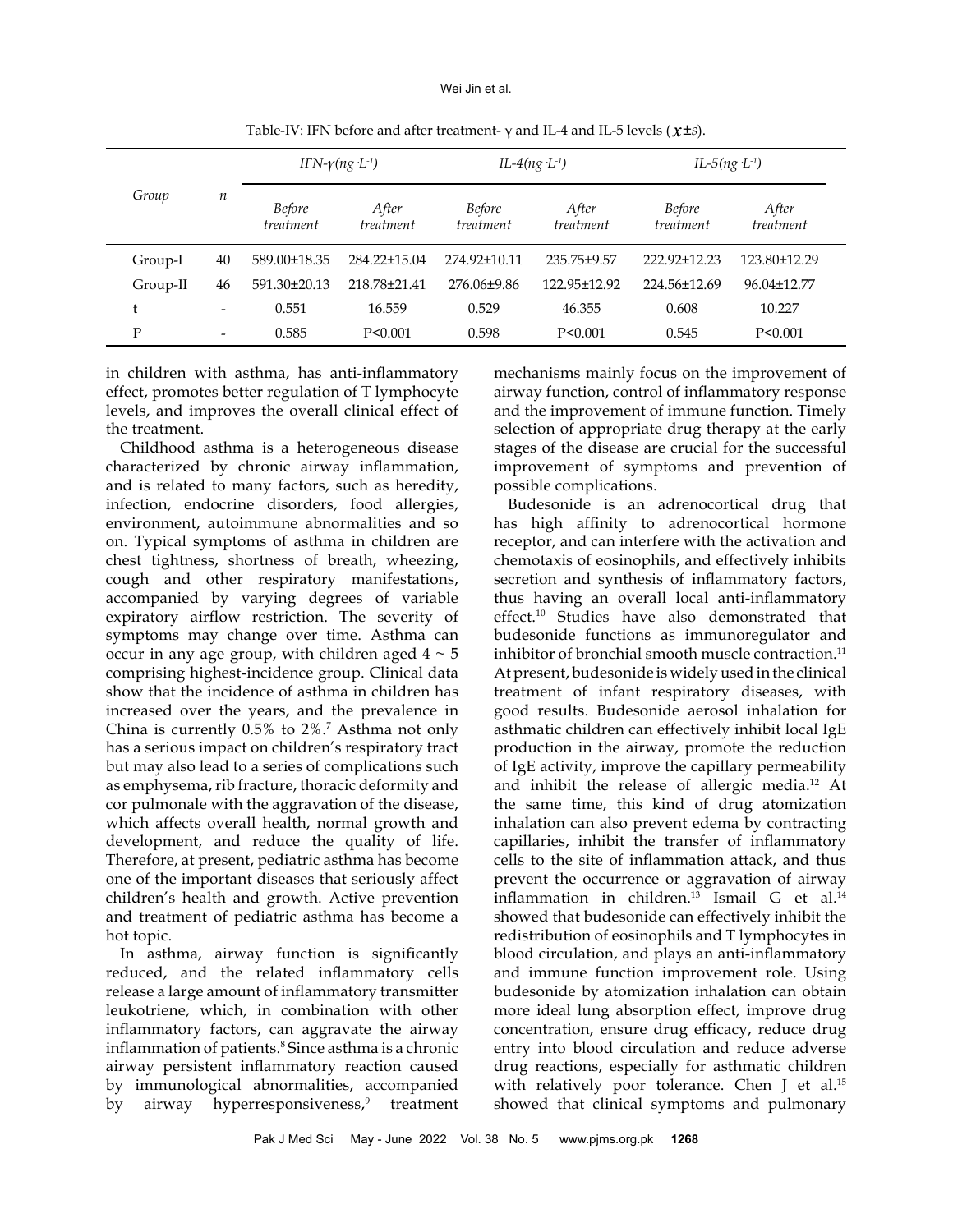Table-IV: IFN before and after treatment- γ and IL-4 and IL-5 levels ($\overline{x}$±s).

| Group | n | IFN-γ(ng·L⁻¹) | | IL-4(ng·L⁻¹) | | IL-5(ng·L⁻¹) | |
|---|---|---|---|---|---|---|---|
| | | Before treatment | After treatment | Before treatment | After treatment | Before treatment | After treatment |
| Group-I | 40 | 589.00±18.35 | 284.22±15.04 | 274.92±10.11 | 235.75±9.57 | 222.92±12.23 | 123.80±12.29 |
| Group-II | 46 | 591.30±20.13 | 218.78±21.41 | 276.06±9.86 | 122.95±12.92 | 224.56±12.69 | 96.04±12.77 |
| t | - | 0.551 | 16.559 | 0.529 | 46.355 | 0.608 | 10.227 |
| P | - | 0.585 | P<0.001 | 0.598 | P<0.001 | 0.545 | P<0.001 |

in children with asthma, has anti-inflammatory effect, promotes better regulation of T lymphocyte levels, and improves the overall clinical effect of the treatment.

Childhood asthma is a heterogeneous disease characterized by chronic airway inflammation, and is related to many factors, such as heredity, infection, endocrine disorders, food allergies, environment, autoimmune abnormalities and so on. Typical symptoms of asthma in children are chest tightness, shortness of breath, wheezing, cough and other respiratory manifestations, accompanied by varying degrees of variable expiratory airflow restriction. The severity of symptoms may change over time. Asthma can occur in any age group, with children aged 4 ~ 5 comprising highest-incidence group. Clinical data show that the incidence of asthma in children has increased over the years, and the prevalence in China is currently 0.5% to 2%.[7] Asthma not only has a serious impact on children's respiratory tract but may also lead to a series of complications such as emphysema, rib fracture, thoracic deformity and cor pulmonale with the aggravation of the disease, which affects overall health, normal growth and development, and reduce the quality of life. Therefore, at present, pediatric asthma has become one of the important diseases that seriously affect children's health and growth. Active prevention and treatment of pediatric asthma has become a hot topic.

In asthma, airway function is significantly reduced, and the related inflammatory cells release a large amount of inflammatory transmitter leukotriene, which, in combination with other inflammatory factors, can aggravate the airway inflammation of patients.[8] Since asthma is a chronic airway persistent inflammatory reaction caused by immunological abnormalities, accompanied by airway hyperresponsiveness,[9] treatment mechanisms mainly focus on the improvement of airway function, control of inflammatory response and the improvement of immune function. Timely selection of appropriate drug therapy at the early stages of the disease are crucial for the successful improvement of symptoms and prevention of possible complications.

Budesonide is an adrenocortical drug that has high affinity to adrenocortical hormone receptor, and can interfere with the activation and chemotaxis of eosinophils, and effectively inhibits secretion and synthesis of inflammatory factors, thus having an overall local anti-inflammatory effect.[10] Studies have also demonstrated that budesonide functions as immunoregulator and inhibitor of bronchial smooth muscle contraction.[11] At present, budesonide is widely used in the clinical treatment of infant respiratory diseases, with good results. Budesonide aerosol inhalation for asthmatic children can effectively inhibit local IgE production in the airway, promote the reduction of IgE activity, improve the capillary permeability and inhibit the release of allergic media.[12] At the same time, this kind of drug atomization inhalation can also prevent edema by contracting capillaries, inhibit the transfer of inflammatory cells to the site of inflammation attack, and thus prevent the occurrence or aggravation of airway inflammation in children.[13] Ismail G et al.[14] showed that budesonide can effectively inhibit the redistribution of eosinophils and T lymphocytes in blood circulation, and plays an anti-inflammatory and immune function improvement role. Using budesonide by atomization inhalation can obtain more ideal lung absorption effect, improve drug concentration, ensure drug efficacy, reduce drug entry into blood circulation and reduce adverse drug reactions, especially for asthmatic children with relatively poor tolerance. Chen J et al.[15] showed that clinical symptoms and pulmonary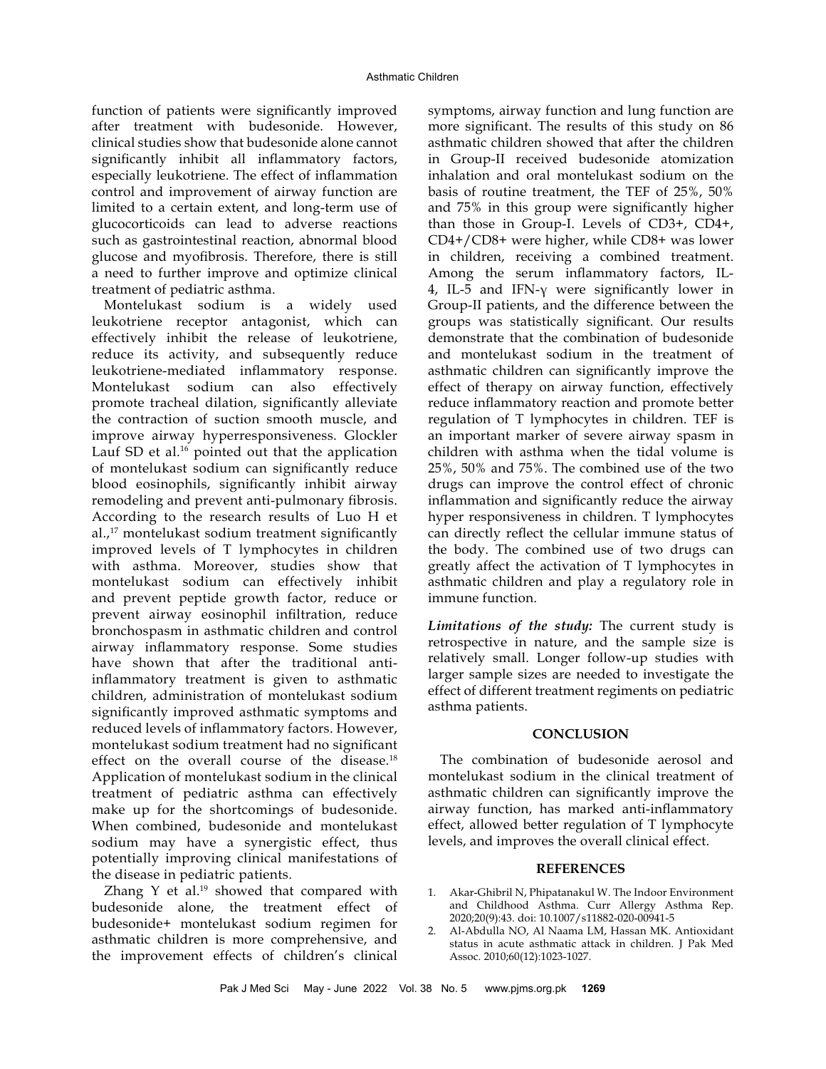function of patients were significantly improved after treatment with budesonide. However, clinical studies show that budesonide alone cannot significantly inhibit all inflammatory factors, especially leukotriene. The effect of inflammation control and improvement of airway function are limited to a certain extent, and long-term use of glucocorticoids can lead to adverse reactions such as gastrointestinal reaction, abnormal blood glucose and myofibrosis. Therefore, there is still a need to further improve and optimize clinical treatment of pediatric asthma.

Montelukast sodium is a widely used leukotriene receptor antagonist, which can effectively inhibit the release of leukotriene, reduce its activity, and subsequently reduce leukotriene-mediated inflammatory response. Montelukast sodium can also effectively promote tracheal dilation, significantly alleviate the contraction of suction smooth muscle, and improve airway hyperresponsiveness. Glockler Lauf SD et al.[16] pointed out that the application of montelukast sodium can significantly reduce blood eosinophils, significantly inhibit airway remodeling and prevent anti-pulmonary fibrosis. According to the research results of Luo H et al.,[17] montelukast sodium treatment significantly improved levels of T lymphocytes in children with asthma. Moreover, studies show that montelukast sodium can effectively inhibit and prevent peptide growth factor, reduce or prevent airway eosinophil infiltration, reduce bronchospasm in asthmatic children and control airway inflammatory response. Some studies have shown that after the traditional anti-inflammatory treatment is given to asthmatic children, administration of montelukast sodium significantly improved asthmatic symptoms and reduced levels of inflammatory factors. However, montelukast sodium treatment had no significant effect on the overall course of the disease.[18] Application of montelukast sodium in the clinical treatment of pediatric asthma can effectively make up for the shortcomings of budesonide. When combined, budesonide and montelukast sodium may have a synergistic effect, thus potentially improving clinical manifestations of the disease in pediatric patients.

Zhang Y et al.[19] showed that compared with budesonide alone, the treatment effect of budesonide+ montelukast sodium regimen for asthmatic children is more comprehensive, and the improvement effects of children's clinical symptoms, airway function and lung function are more significant. The results of this study on 86 asthmatic children showed that after the children in Group-II received budesonide atomization inhalation and oral montelukast sodium on the basis of routine treatment, the TEF of 25%, 50% and 75% in this group were significantly higher than those in Group-I. Levels of CD3+, CD4+, CD4+/CD8+ were higher, while CD8+ was lower in children, receiving a combined treatment. Among the serum inflammatory factors, IL-4, IL-5 and IFN-γ were significantly lower in Group-II patients, and the difference between the groups was statistically significant. Our results demonstrate that the combination of budesonide and montelukast sodium in the treatment of asthmatic children can significantly improve the effect of therapy on airway function, effectively reduce inflammatory reaction and promote better regulation of T lymphocytes in children. TEF is an important marker of severe airway spasm in children with asthma when the tidal volume is 25%, 50% and 75%. The combined use of the two drugs can improve the control effect of chronic inflammation and significantly reduce the airway hyper responsiveness in children. T lymphocytes can directly reflect the cellular immune status of the body. The combined use of two drugs can greatly affect the activation of T lymphocytes in asthmatic children and play a regulatory role in immune function.

***Limitations of the study:*** The current study is retrospective in nature, and the sample size is relatively small. Longer follow-up studies with larger sample sizes are needed to investigate the effect of different treatment regiments on pediatric asthma patients.

## CONCLUSION

The combination of budesonide aerosol and montelukast sodium in the clinical treatment of asthmatic children can significantly improve the airway function, has marked anti-inflammatory effect, allowed better regulation of T lymphocyte levels, and improves the overall clinical effect.

## REFERENCES

1. Akar-Ghibril N, Phipatanakul W. The Indoor Environment and Childhood Asthma. Curr Allergy Asthma Rep. 2020;20(9):43. doi: 10.1007/s11882-020-00941-5
2. Al-Abdulla NO, Al Naama LM, Hassan MK. Antioxidant status in acute asthmatic attack in children. J Pak Med Assoc. 2010;60(12):1023-1027.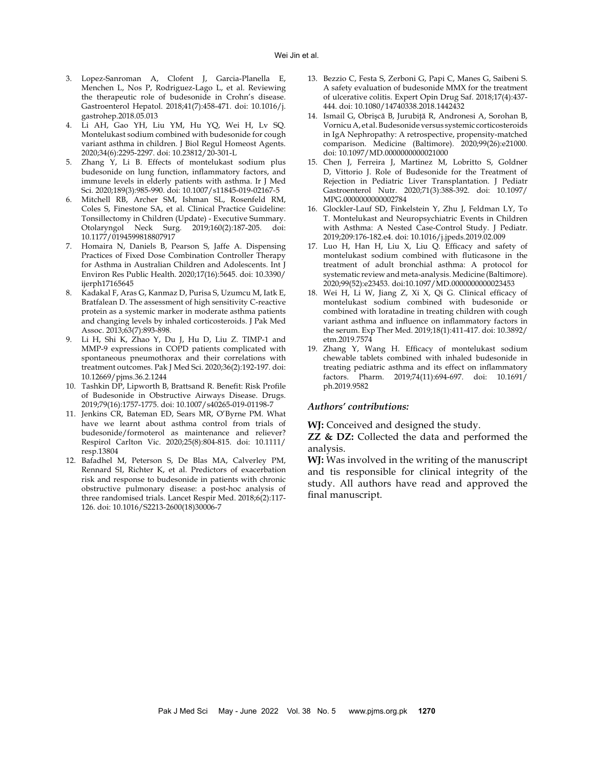3. Lopez-Sanroman A, Clofent J, Garcia-Planella E, Menchen L, Nos P, Rodriguez-Lago L, et al. Reviewing the therapeutic role of budesonide in Crohn's disease. Gastroenterol Hepatol. 2018;41(7):458-471. doi: 10.1016/j.gastrohep.2018.05.013
4. Li AH, Gao YH, Liu YM, Hu YQ, Wei H, Lv SQ. Montelukast sodium combined with budesonide for cough variant asthma in children. J Biol Regul Homeost Agents. 2020;34(6):2295-2297. doi: 10.23812/20-301-L
5. Zhang Y, Li B. Effects of montelukast sodium plus budesonide on lung function, inflammatory factors, and immune levels in elderly patients with asthma. Ir J Med Sci. 2020;189(3):985-990. doi: 10.1007/s11845-019-02167-5
6. Mitchell RB, Archer SM, Ishman SL, Rosenfeld RM, Coles S, Finestone SA, et al. Clinical Practice Guideline: Tonsillectomy in Children (Update) - Executive Summary. Otolaryngol Neck Surg. 2019;160(2):187-205. doi: 10.1177/0194599818807917
7. Homaira N, Daniels B, Pearson S, Jaffe A. Dispensing Practices of Fixed Dose Combination Controller Therapy for Asthma in Australian Children and Adolescents. Int J Environ Res Public Health. 2020;17(16):5645. doi: 10.3390/ijerph17165645
8. Kadakal F, Aras G, Kanmaz D, Purisa S, Uzumcu M, Iatk E, Bratfalean D. The assessment of high sensitivity C-reactive protein as a systemic marker in moderate asthma patients and changing levels by inhaled corticosteroids. J Pak Med Assoc. 2013;63(7):893-898.
9. Li H, Shi K, Zhao Y, Du J, Hu D, Liu Z. TIMP-1 and MMP-9 expressions in COPD patients complicated with spontaneous pneumothorax and their correlations with treatment outcomes. Pak J Med Sci. 2020;36(2):192-197. doi: 10.12669/pjms.36.2.1244
10. Tashkin DP, Lipworth B, Brattsand R. Benefit: Risk Profile of Budesonide in Obstructive Airways Disease. Drugs. 2019;79(16):1757-1775. doi: 10.1007/s40265-019-01198-7
11. Jenkins CR, Bateman ED, Sears MR, O'Byrne PM. What have we learnt about asthma control from trials of budesonide/formoterol as maintenance and reliever? Respirol Carlton Vic. 2020;25(8):804-815. doi: 10.1111/resp.13804
12. Bafadhel M, Peterson S, De Blas MA, Calverley PM, Rennard SI, Richter K, et al. Predictors of exacerbation risk and response to budesonide in patients with chronic obstructive pulmonary disease: a post-hoc analysis of three randomised trials. Lancet Respir Med. 2018;6(2):117-126. doi: 10.1016/S2213-2600(18)30006-7
13. Bezzio C, Festa S, Zerboni G, Papi C, Manes G, Saibeni S. A safety evaluation of budesonide MMX for the treatment of ulcerative colitis. Expert Opin Drug Saf. 2018;17(4):437-444. doi: 10.1080/14740338.2018.1442432
14. Ismail G, Obrișcă B, Jurubiță R, Andronesi A, Sorohan B, Vornicu A, et al. Budesonide versus systemic corticosteroids in IgA Nephropathy: A retrospective, propensity-matched comparison. Medicine (Baltimore). 2020;99(26):e21000. doi: 10.1097/MD.0000000000021000
15. Chen J, Ferreira J, Martinez M, Lobritto S, Goldner D, Vittorio J. Role of Budesonide for the Treatment of Rejection in Pediatric Liver Transplantation. J Pediatr Gastroenterol Nutr. 2020;71(3):388-392. doi: 10.1097/MPG.0000000000002784
16. Glockler-Lauf SD, Finkelstein Y, Zhu J, Feldman LY, To T. Montelukast and Neuropsychiatric Events in Children with Asthma: A Nested Case-Control Study. J Pediatr. 2019;209:176-182.e4. doi: 10.1016/j.jpeds.2019.02.009
17. Luo H, Han H, Liu X, Liu Q. Efficacy and safety of montelukast sodium combined with fluticasone in the treatment of adult bronchial asthma: A protocol for systematic review and meta-analysis. Medicine (Baltimore). 2020;99(52):e23453. doi:10.1097/MD.0000000000023453
18. Wei H, Li W, Jiang Z, Xi X, Qi G. Clinical efficacy of montelukast sodium combined with budesonide or combined with loratadine in treating children with cough variant asthma and influence on inflammatory factors in the serum. Exp Ther Med. 2019;18(1):411-417. doi: 10.3892/etm.2019.7574
19. Zhang Y, Wang H. Efficacy of montelukast sodium chewable tablets combined with inhaled budesonide in treating pediatric asthma and its effect on inflammatory factors. Pharm. 2019;74(11):694-697. doi: 10.1691/ph.2019.9582

***Authors' contributions:***

**WJ:** Conceived and designed the study.

**ZZ & DZ:** Collected the data and performed the analysis.

**WJ:** Was involved in the writing of the manuscript and tis responsible for clinical integrity of the study. All authors have read and approved the final manuscript.